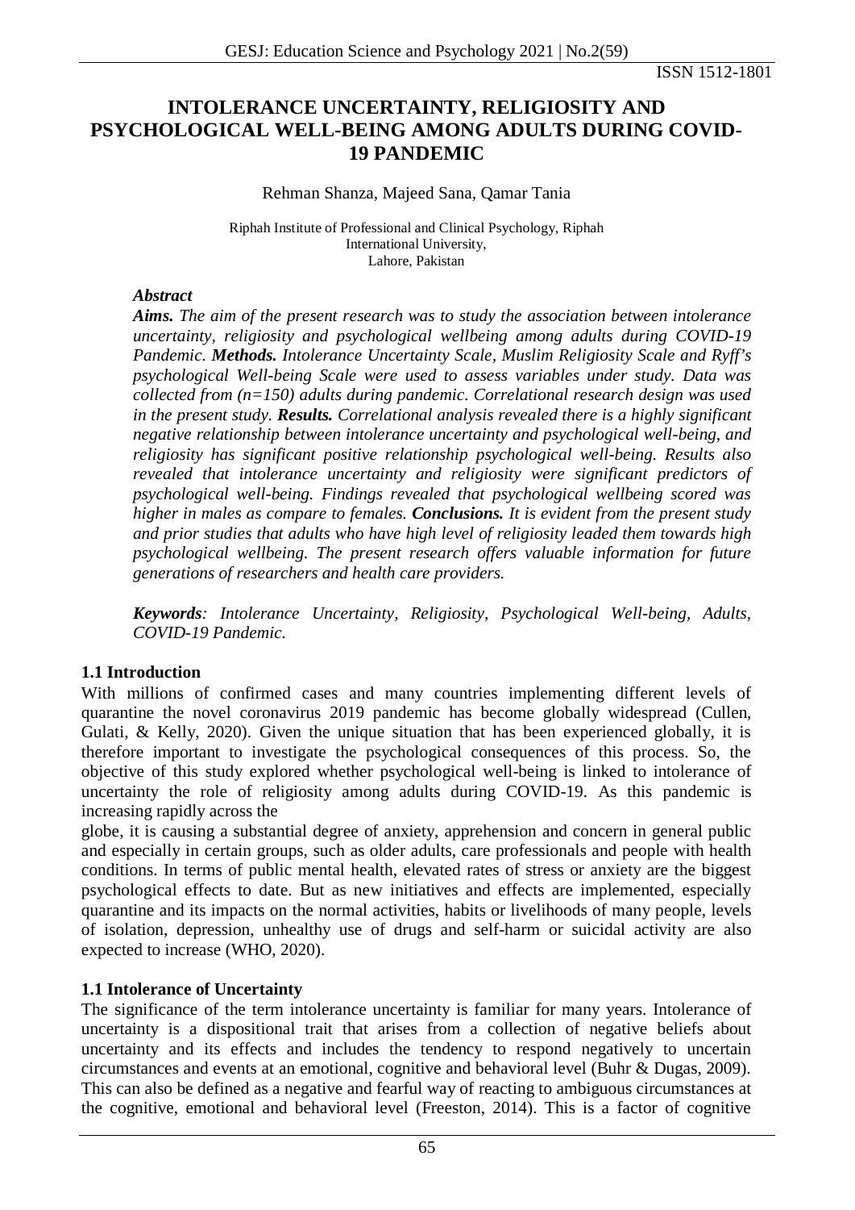ISSN 1512-1801

# INTOLERANCE UNCERTAINTY, RELIGIOSITY AND PSYCHOLOGICAL WELL-BEING AMONG ADULTS DURING COVID-19 PANDEMIC

Rehman Shanza, Majeed Sana, Qamar Tania

Riphah Institute of Professional and Clinical Psychology, Riphah International University, Lahore, Pakistan

### *Abstract*

***Aims.*** *The aim of the present research was to study the association between intolerance uncertainty, religiosity and psychological wellbeing among adults during COVID-19 Pandemic.* ***Methods.*** *Intolerance Uncertainty Scale, Muslim Religiosity Scale and Ryff's psychological Well-being Scale were used to assess variables under study. Data was collected from (n=150) adults during pandemic. Correlational research design was used in the present study.* ***Results.*** *Correlational analysis revealed there is a highly significant negative relationship between intolerance uncertainty and psychological well-being, and religiosity has significant positive relationship psychological well-being. Results also revealed that intolerance uncertainty and religiosity were significant predictors of psychological well-being. Findings revealed that psychological wellbeing scored was higher in males as compare to females.* ***Conclusions.*** *It is evident from the present study and prior studies that adults who have high level of religiosity leaded them towards high psychological wellbeing. The present research offers valuable information for future generations of researchers and health care providers.*

***Keywords****: Intolerance Uncertainty, Religiosity, Psychological Well-being, Adults, COVID-19 Pandemic.*

## 1.1 Introduction

With millions of confirmed cases and many countries implementing different levels of quarantine the novel coronavirus 2019 pandemic has become globally widespread (Cullen, Gulati, & Kelly, 2020). Given the unique situation that has been experienced globally, it is therefore important to investigate the psychological consequences of this process. So, the objective of this study explored whether psychological well-being is linked to intolerance of uncertainty the role of religiosity among adults during COVID-19. As this pandemic is increasing rapidly across the globe, it is causing a substantial degree of anxiety, apprehension and concern in general public and especially in certain groups, such as older adults, care professionals and people with health conditions. In terms of public mental health, elevated rates of stress or anxiety are the biggest psychological effects to date. But as new initiatives and effects are implemented, especially quarantine and its impacts on the normal activities, habits or livelihoods of many people, levels of isolation, depression, unhealthy use of drugs and self-harm or suicidal activity are also expected to increase (WHO, 2020).

## 1.1 Intolerance of Uncertainty

The significance of the term intolerance uncertainty is familiar for many years. Intolerance of uncertainty is a dispositional trait that arises from a collection of negative beliefs about uncertainty and its effects and includes the tendency to respond negatively to uncertain circumstances and events at an emotional, cognitive and behavioral level (Buhr & Dugas, 2009). This can also be defined as a negative and fearful way of reacting to ambiguous circumstances at the cognitive, emotional and behavioral level (Freeston, 2014). This is a factor of cognitive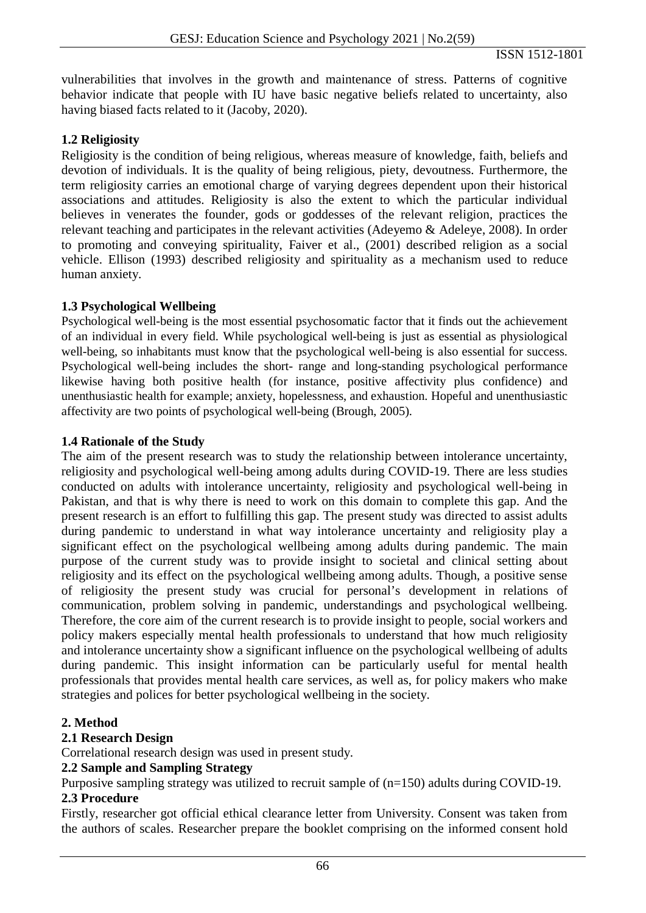vulnerabilities that involves in the growth and maintenance of stress. Patterns of cognitive behavior indicate that people with IU have basic negative beliefs related to uncertainty, also having biased facts related to it (Jacoby, 2020).

### 1.2 Religiosity

Religiosity is the condition of being religious, whereas measure of knowledge, faith, beliefs and devotion of individuals. It is the quality of being religious, piety, devoutness. Furthermore, the term religiosity carries an emotional charge of varying degrees dependent upon their historical associations and attitudes. Religiosity is also the extent to which the particular individual believes in venerates the founder, gods or goddesses of the relevant religion, practices the relevant teaching and participates in the relevant activities (Adeyemo & Adeleye, 2008). In order to promoting and conveying spirituality, Faiver et al., (2001) described religion as a social vehicle. Ellison (1993) described religiosity and spirituality as a mechanism used to reduce human anxiety.

### 1.3 Psychological Wellbeing

Psychological well-being is the most essential psychosomatic factor that it finds out the achievement of an individual in every field. While psychological well-being is just as essential as physiological well-being, so inhabitants must know that the psychological well-being is also essential for success. Psychological well-being includes the short- range and long-standing psychological performance likewise having both positive health (for instance, positive affectivity plus confidence) and unenthusiastic health for example; anxiety, hopelessness, and exhaustion. Hopeful and unenthusiastic affectivity are two points of psychological well-being (Brough, 2005).

### 1.4 Rationale of the Study

The aim of the present research was to study the relationship between intolerance uncertainty, religiosity and psychological well-being among adults during COVID-19. There are less studies conducted on adults with intolerance uncertainty, religiosity and psychological well-being in Pakistan, and that is why there is need to work on this domain to complete this gap. And the present research is an effort to fulfilling this gap. The present study was directed to assist adults during pandemic to understand in what way intolerance uncertainty and religiosity play a significant effect on the psychological wellbeing among adults during pandemic. The main purpose of the current study was to provide insight to societal and clinical setting about religiosity and its effect on the psychological wellbeing among adults. Though, a positive sense of religiosity the present study was crucial for personal's development in relations of communication, problem solving in pandemic, understandings and psychological wellbeing. Therefore, the core aim of the current research is to provide insight to people, social workers and policy makers especially mental health professionals to understand that how much religiosity and intolerance uncertainty show a significant influence on the psychological wellbeing of adults during pandemic. This insight information can be particularly useful for mental health professionals that provides mental health care services, as well as, for policy makers who make strategies and polices for better psychological wellbeing in the society.

## 2. Method

### 2.1 Research Design

Correlational research design was used in present study.

### 2.2 Sample and Sampling Strategy

Purposive sampling strategy was utilized to recruit sample of (n=150) adults during COVID-19.

### 2.3 Procedure

Firstly, researcher got official ethical clearance letter from University. Consent was taken from the authors of scales. Researcher prepare the booklet comprising on the informed consent hold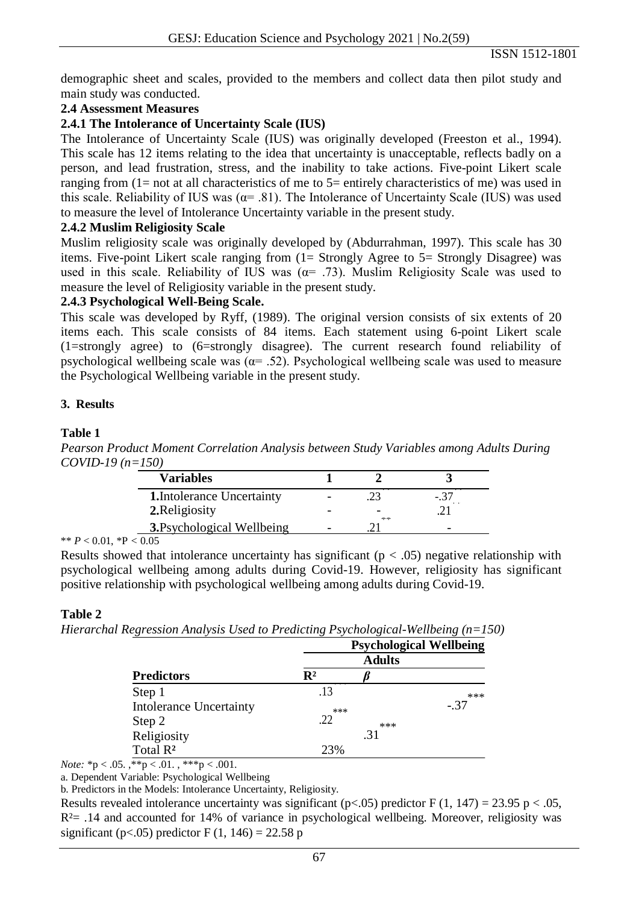demographic sheet and scales, provided to the members and collect data then pilot study and main study was conducted.

**2.4 Assessment Measures**

**2.4.1 The Intolerance of Uncertainty Scale (IUS)**

The Intolerance of Uncertainty Scale (IUS) was originally developed (Freeston et al., 1994). This scale has 12 items relating to the idea that uncertainty is unacceptable, reflects badly on a person, and lead frustration, stress, and the inability to take actions. Five-point Likert scale ranging from (1= not at all characteristics of me to 5= entirely characteristics of me) was used in this scale. Reliability of IUS was ($\alpha$= .81). The Intolerance of Uncertainty Scale (IUS) was used to measure the level of Intolerance Uncertainty variable in the present study.

**2.4.2 Muslim Religiosity Scale**

Muslim religiosity scale was originally developed by (Abdurrahman, 1997). This scale has 30 items. Five-point Likert scale ranging from (1= Strongly Agree to 5= Strongly Disagree) was used in this scale. Reliability of IUS was ($\alpha$= .73). Muslim Religiosity Scale was used to measure the level of Religiosity variable in the present study.

**2.4.3 Psychological Well-Being Scale.**

This scale was developed by Ryff, (1989). The original version consists of six extents of 20 items each. This scale consists of 84 items. Each statement using 6-point Likert scale (1=strongly agree) to (6=strongly disagree). The current research found reliability of psychological wellbeing scale was ($\alpha$= .52). Psychological wellbeing scale was used to measure the Psychological Wellbeing variable in the present study.

## 3. Results

**Table 1**

*Pearson Product Moment Correlation Analysis between Study Variables among Adults During COVID-19 (n=150)*

| Variables | 1 | 2 | 3 |
|---|---|---|---|
| **1.** Intolerance Uncertainty | - | .23 | -.37 |
| **2.** Religiosity | - | - | .21 |
| **3.** Psychological Wellbeing | - | .21** | - |

** $P < 0.01$, *$P < 0.05$

Results showed that intolerance uncertainty has significant ($p < .05$) negative relationship with psychological wellbeing among adults during Covid-19. However, religiosity has significant positive relationship with psychological wellbeing among adults during Covid-19.

**Table 2**

*Hierarchal Regression Analysis Used to Predicting Psychological-Wellbeing (n=150)*

| | Psychological Wellbeing | | |
|---|---|---|---|
| | Adults | | |
| **Predictors** | $R^2$ | $\beta$ | |
| Step 1 | .13 | | |
| Intolerance Uncertainty | | | -.37*** |
| Step 2 | .22*** | | |
| Religiosity | | .31*** | |
| Total $R^2$ | 23% | | |

*Note:* *$p < .05$. ,**$p < .01$. , ***$p < .001$.

a. Dependent Variable: Psychological Wellbeing

b. Predictors in the Models: Intolerance Uncertainty, Religiosity.

Results revealed intolerance uncertainty was significant ($p<.05$) predictor $F(1, 147) = 23.95$ $p < .05$, $R^2 = .14$ and accounted for 14% of variance in psychological wellbeing. Moreover, religiosity was significant ($p<.05$) predictor $F(1, 146) = 22.58$ p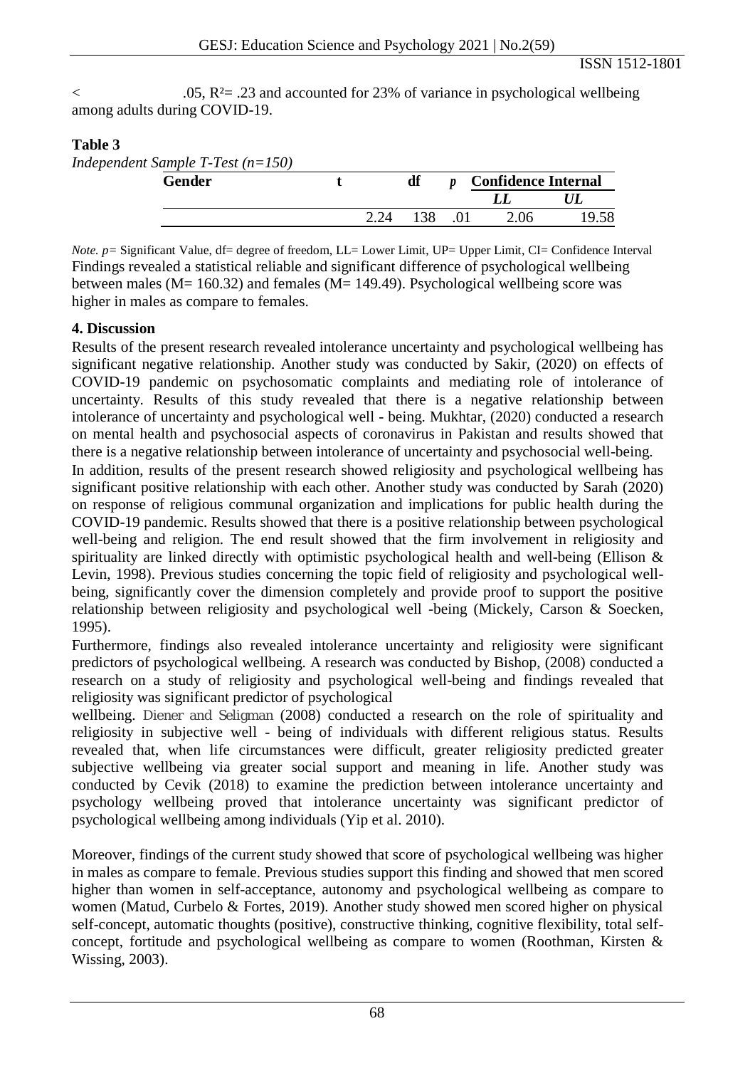< .05, $R^2$= .23 and accounted for 23% of variance in psychological wellbeing among adults during COVID-19.

**Table 3**

*Independent Sample T-Test (n=150)*

| Gender | t | df | *p* | Confidence Internal | |
|---|---|---|---|---|---|
| | | | | *LL* | *UL* |
| | 2.24 | 138 | .01 | 2.06 | 19.58 |

*Note. p*= Significant Value, df= degree of freedom, LL= Lower Limit, UP= Upper Limit, CI= Confidence Interval

Findings revealed a statistical reliable and significant difference of psychological wellbeing between males (M= 160.32) and females (M= 149.49). Psychological wellbeing score was higher in males as compare to females.

## 4. Discussion

Results of the present research revealed intolerance uncertainty and psychological wellbeing has significant negative relationship. Another study was conducted by Sakir, (2020) on effects of COVID-19 pandemic on psychosomatic complaints and mediating role of intolerance of uncertainty. Results of this study revealed that there is a negative relationship between intolerance of uncertainty and psychological well - being. Mukhtar, (2020) conducted a research on mental health and psychosocial aspects of coronavirus in Pakistan and results showed that there is a negative relationship between intolerance of uncertainty and psychosocial well-being.

In addition, results of the present research showed religiosity and psychological wellbeing has significant positive relationship with each other. Another study was conducted by Sarah (2020) on response of religious communal organization and implications for public health during the COVID-19 pandemic. Results showed that there is a positive relationship between psychological well-being and religion. The end result showed that the firm involvement in religiosity and spirituality are linked directly with optimistic psychological health and well-being (Ellison & Levin, 1998). Previous studies concerning the topic field of religiosity and psychological well-being, significantly cover the dimension completely and provide proof to support the positive relationship between religiosity and psychological well -being (Mickely, Carson & Soecken, 1995).

Furthermore, findings also revealed intolerance uncertainty and religiosity were significant predictors of psychological wellbeing. A research was conducted by Bishop, (2008) conducted a research on a study of religiosity and psychological well-being and findings revealed that religiosity was significant predictor of psychological wellbeing. Diener and Seligman (2008) conducted a research on the role of spirituality and religiosity in subjective well - being of individuals with different religious status. Results revealed that, when life circumstances were difficult, greater religiosity predicted greater subjective wellbeing via greater social support and meaning in life. Another study was conducted by Cevik (2018) to examine the prediction between intolerance uncertainty and psychology wellbeing proved that intolerance uncertainty was significant predictor of psychological wellbeing among individuals (Yip et al. 2010).

Moreover, findings of the current study showed that score of psychological wellbeing was higher in males as compare to female. Previous studies support this finding and showed that men scored higher than women in self-acceptance, autonomy and psychological wellbeing as compare to women (Matud, Curbelo & Fortes, 2019). Another study showed men scored higher on physical self-concept, automatic thoughts (positive), constructive thinking, cognitive flexibility, total self-concept, fortitude and psychological wellbeing as compare to women (Roothman, Kirsten & Wissing, 2003).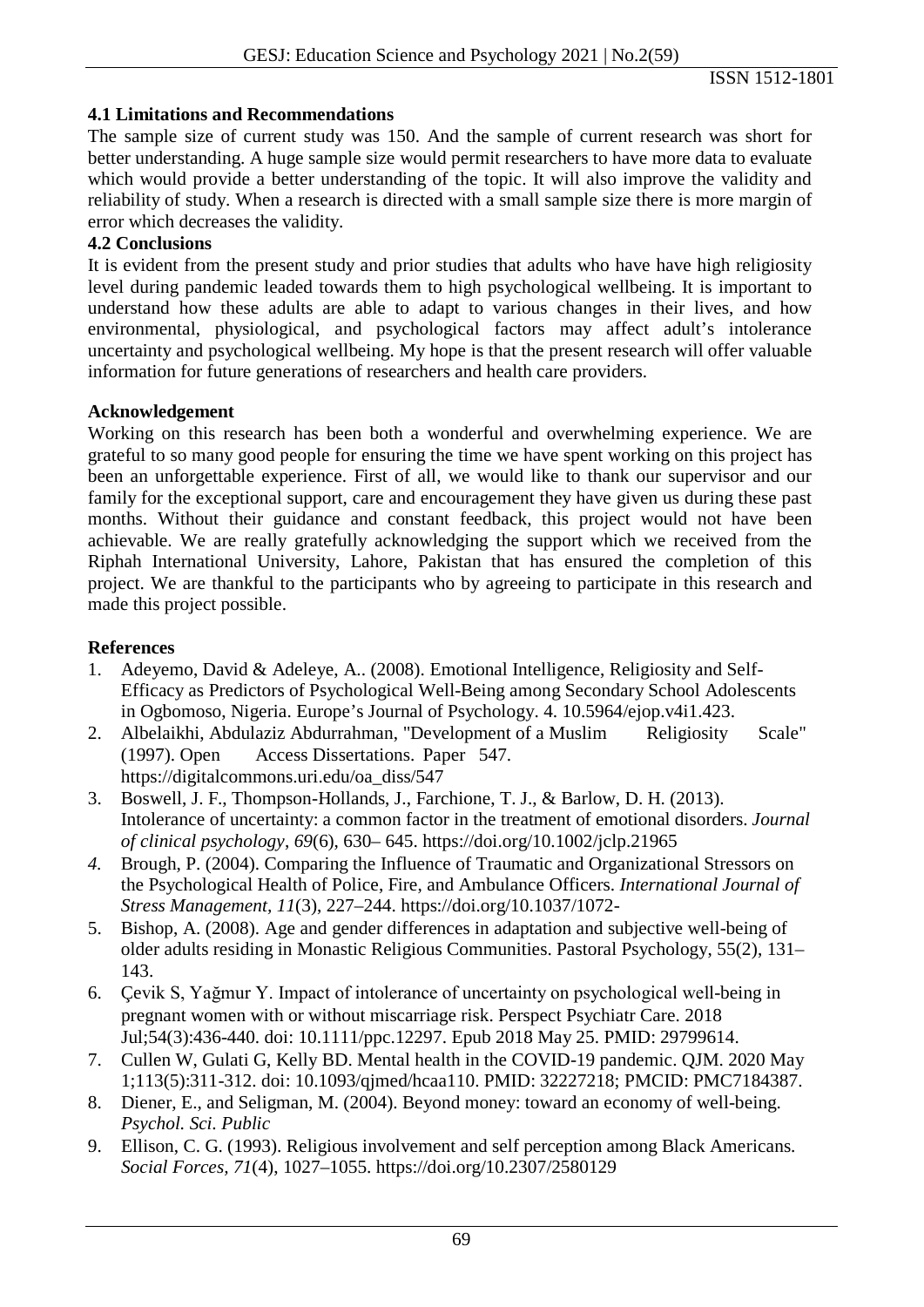### 4.1 Limitations and Recommendations

The sample size of current study was 150. And the sample of current research was short for better understanding. A huge sample size would permit researchers to have more data to evaluate which would provide a better understanding of the topic. It will also improve the validity and reliability of study. When a research is directed with a small sample size there is more margin of error which decreases the validity.

### 4.2 Conclusions

It is evident from the present study and prior studies that adults who have have high religiosity level during pandemic leaded towards them to high psychological wellbeing. It is important to understand how these adults are able to adapt to various changes in their lives, and how environmental, physiological, and psychological factors may affect adult's intolerance uncertainty and psychological wellbeing. My hope is that the present research will offer valuable information for future generations of researchers and health care providers.

### Acknowledgement

Working on this research has been both a wonderful and overwhelming experience. We are grateful to so many good people for ensuring the time we have spent working on this project has been an unforgettable experience. First of all, we would like to thank our supervisor and our family for the exceptional support, care and encouragement they have given us during these past months. Without their guidance and constant feedback, this project would not have been achievable. We are really gratefully acknowledging the support which we received from the Riphah International University, Lahore, Pakistan that has ensured the completion of this project. We are thankful to the participants who by agreeing to participate in this research and made this project possible.

### References

1. Adeyemo, David & Adeleye, A.. (2008). Emotional Intelligence, Religiosity and Self-Efficacy as Predictors of Psychological Well-Being among Secondary School Adolescents in Ogbomoso, Nigeria. Europe's Journal of Psychology. 4. 10.5964/ejop.v4i1.423.
2. Albelaikhi, Abdulaziz Abdurrahman, "Development of a Muslim Religiosity Scale" (1997). Open Access Dissertations. Paper 547. https://digitalcommons.uri.edu/oa_diss/547
3. Boswell, J. F., Thompson-Hollands, J., Farchione, T. J., & Barlow, D. H. (2013). Intolerance of uncertainty: a common factor in the treatment of emotional disorders. *Journal of clinical psychology*, *69*(6), 630– 645. https://doi.org/10.1002/jclp.21965
4. Brough, P. (2004). Comparing the Influence of Traumatic and Organizational Stressors on the Psychological Health of Police, Fire, and Ambulance Officers. *International Journal of Stress Management, 11*(3), 227–244. https://doi.org/10.1037/1072-
5. Bishop, A. (2008). Age and gender differences in adaptation and subjective well-being of older adults residing in Monastic Religious Communities. Pastoral Psychology, 55(2), 131–143.
6. Çevik S, Yağmur Y. Impact of intolerance of uncertainty on psychological well-being in pregnant women with or without miscarriage risk. Perspect Psychiatr Care. 2018 Jul;54(3):436-440. doi: 10.1111/ppc.12297. Epub 2018 May 25. PMID: 29799614.
7. Cullen W, Gulati G, Kelly BD. Mental health in the COVID-19 pandemic. QJM. 2020 May 1;113(5):311-312. doi: 10.1093/qjmed/hcaa110. PMID: 32227218; PMCID: PMC7184387.
8. Diener, E., and Seligman, M. (2004). Beyond money: toward an economy of well-being. *Psychol. Sci. Public*
9. Ellison, C. G. (1993). Religious involvement and self perception among Black Americans. *Social Forces, 71*(4), 1027–1055. https://doi.org/10.2307/2580129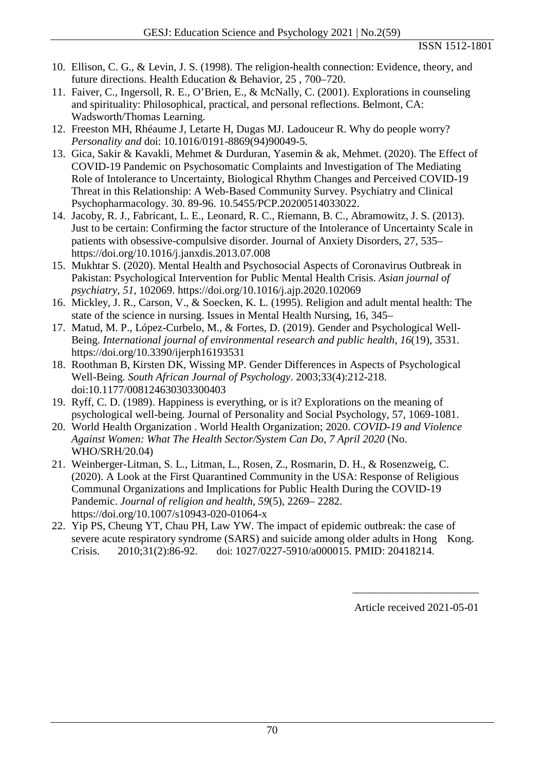10. Ellison, C. G., & Levin, J. S. (1998). The religion-health connection: Evidence, theory, and future directions. Health Education & Behavior, 25 , 700–720.
11. Faiver, C., Ingersoll, R. E., O'Brien, E., & McNally, C. (2001). Explorations in counseling and spirituality: Philosophical, practical, and personal reflections. Belmont, CA: Wadsworth/Thomas Learning.
12. Freeston MH, Rhéaume J, Letarte H, Dugas MJ. Ladouceur R. Why do people worry? *Personality and* doi: 10.1016/0191-8869(94)90049-5.
13. Gica, Sakir & Kavakli, Mehmet & Durduran, Yasemin & ak, Mehmet. (2020). The Effect of COVID-19 Pandemic on Psychosomatic Complaints and Investigation of The Mediating Role of Intolerance to Uncertainty, Biological Rhythm Changes and Perceived COVID-19 Threat in this Relationship: A Web-Based Community Survey. Psychiatry and Clinical Psychopharmacology. 30. 89-96. 10.5455/PCP.20200514033022.
14. Jacoby, R. J., Fabricant, L. E., Leonard, R. C., Riemann, B. C., Abramowitz, J. S. (2013). Just to be certain: Confirming the factor structure of the Intolerance of Uncertainty Scale in patients with obsessive-compulsive disorder. Journal of Anxiety Disorders, 27, 535– https://doi.org/10.1016/j.janxdis.2013.07.008
15. Mukhtar S. (2020). Mental Health and Psychosocial Aspects of Coronavirus Outbreak in Pakistan: Psychological Intervention for Public Mental Health Crisis. *Asian journal of psychiatry*, *51*, 102069. https://doi.org/10.1016/j.ajp.2020.102069
16. Mickley, J. R., Carson, V., & Soecken, K. L. (1995). Religion and adult mental health: The state of the science in nursing. Issues in Mental Health Nursing, 16, 345–
17. Matud, M. P., López-Curbelo, M., & Fortes, D. (2019). Gender and Psychological Well-Being. *International journal of environmental research and public health*, *16*(19), 3531. https://doi.org/10.3390/ijerph16193531
18. Roothman B, Kirsten DK, Wissing MP. Gender Differences in Aspects of Psychological Well-Being. *South African Journal of Psychology*. 2003;33(4):212-218. doi:10.1177/008124630303300403
19. Ryff, C. D. (1989). Happiness is everything, or is it? Explorations on the meaning of psychological well-being. Journal of Personality and Social Psychology, 57, 1069-1081.
20. World Health Organization . World Health Organization; 2020. *COVID-19 and Violence Against Women: What The Health Sector/System Can Do, 7 April 2020* (No. WHO/SRH/20.04)
21. Weinberger-Litman, S. L., Litman, L., Rosen, Z., Rosmarin, D. H., & Rosenzweig, C. (2020). A Look at the First Quarantined Community in the USA: Response of Religious Communal Organizations and Implications for Public Health During the COVID-19 Pandemic. *Journal of religion and health*, *59*(5), 2269– 2282. https://doi.org/10.1007/s10943-020-01064-x
22. Yip PS, Cheung YT, Chau PH, Law YW. The impact of epidemic outbreak: the case of severe acute respiratory syndrome (SARS) and suicide among older adults in Hong Kong. Crisis. 2010;31(2):86-92. doi: 1027/0227-5910/a000015. PMID: 20418214.

Article received 2021-05-01